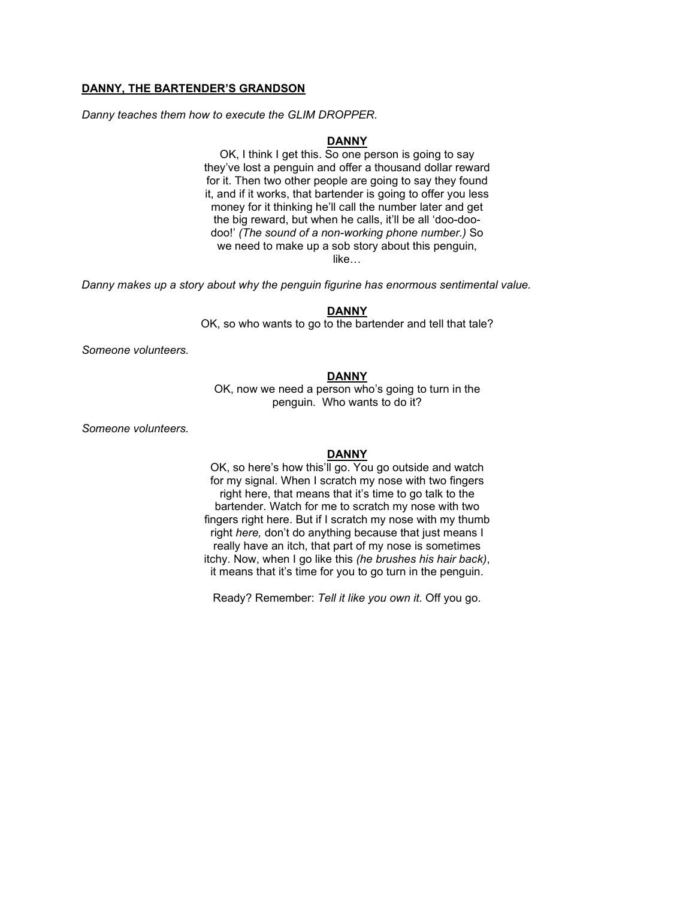**DANNY, THE BARTENDER'S GRANDSON**

*Danny teaches them how to execute the GLIM DROPPER.*

**DANNY**

OK, I think I get this. So one person is going to say they've lost a penguin and offer a thousand dollar reward for it. Then two other people are going to say they found it, and if it works, that bartender is going to offer you less money for it thinking he'll call the number later and get the big reward, but when he calls, it'll be all 'doo-doo-doo!' *(The sound of a non-working phone number.)* So we need to make up a sob story about this penguin, like…

*Danny makes up a story about why the penguin figurine has enormous sentimental value.*

**DANNY**

OK, so who wants to go to the bartender and tell that tale?

*Someone volunteers.*

**DANNY**

OK, now we need a person who's going to turn in the penguin. Who wants to do it?

*Someone volunteers.*

**DANNY**

OK, so here's how this'll go. You go outside and watch for my signal. When I scratch my nose with two fingers right here, that means that it's time to go talk to the bartender. Watch for me to scratch my nose with two fingers right here. But if I scratch my nose with my thumb right *here,* don't do anything because that just means I really have an itch, that part of my nose is sometimes itchy. Now, when I go like this *(he brushes his hair back)*, it means that it's time for you to go turn in the penguin.

Ready? Remember: *Tell it like you own it*. Off you go.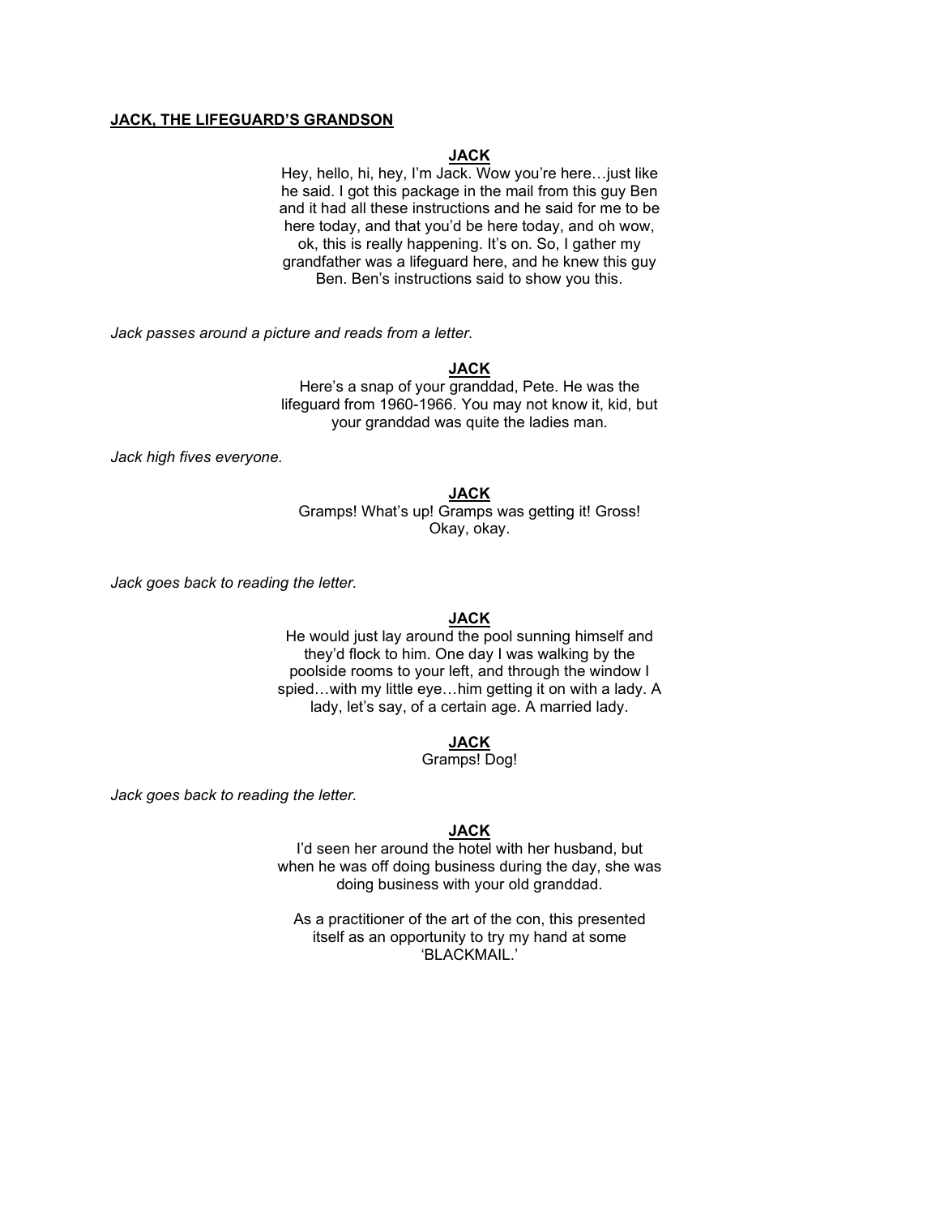**<u>JACK, THE LIFEGUARD'S GRANDSON</u>**

**<u>JACK</u>**

Hey, hello, hi, hey, I'm Jack. Wow you're here…just like he said. I got this package in the mail from this guy Ben and it had all these instructions and he said for me to be here today, and that you'd be here today, and oh wow, ok, this is really happening. It's on. So, I gather my grandfather was a lifeguard here, and he knew this guy Ben. Ben's instructions said to show you this.

*Jack passes around a picture and reads from a letter.*

**<u>JACK</u>**

Here's a snap of your granddad, Pete. He was the lifeguard from 1960-1966. You may not know it, kid, but your granddad was quite the ladies man.

*Jack high fives everyone.*

**<u>JACK</u>**

Gramps! What's up! Gramps was getting it! Gross! Okay, okay.

*Jack goes back to reading the letter.*

**<u>JACK</u>**

He would just lay around the pool sunning himself and they'd flock to him. One day I was walking by the poolside rooms to your left, and through the window I spied…with my little eye…him getting it on with a lady. A lady, let's say, of a certain age. A married lady.

**<u>JACK</u>**

Gramps! Dog!

*Jack goes back to reading the letter.*

**<u>JACK</u>**

I'd seen her around the hotel with her husband, but when he was off doing business during the day, she was doing business with your old granddad.

As a practitioner of the art of the con, this presented itself as an opportunity to try my hand at some 'BLACKMAIL.'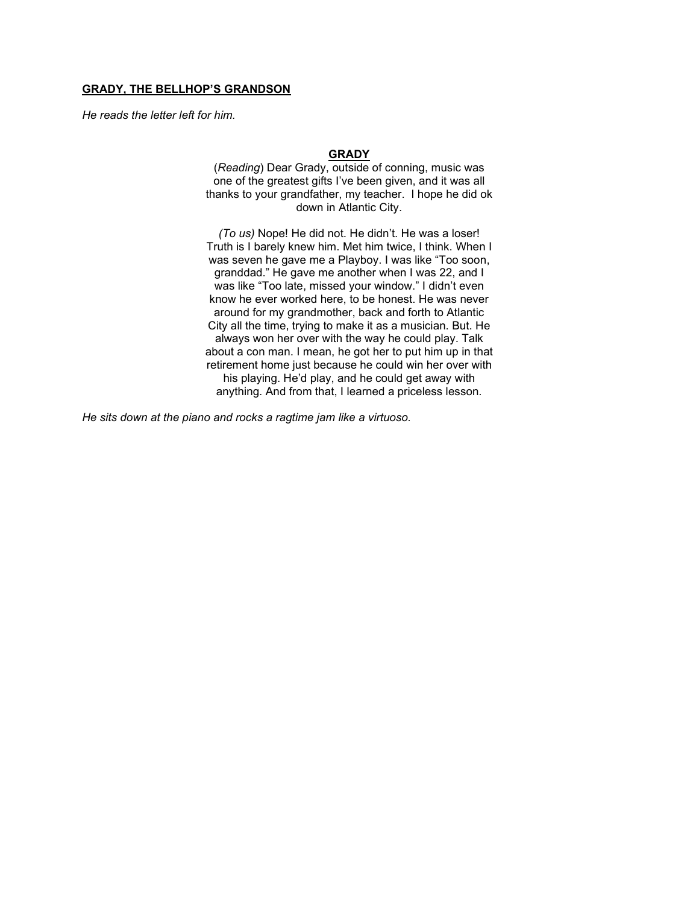**<u>GRADY, THE BELLHOP'S GRANDSON</u>**

*He reads the letter left for him.*

**<u>GRADY</u>**

(*Reading*) Dear Grady, outside of conning, music was one of the greatest gifts I've been given, and it was all thanks to your grandfather, my teacher. I hope he did ok down in Atlantic City.

*(To us)* Nope! He did not. He didn't. He was a loser! Truth is I barely knew him. Met him twice, I think. When I was seven he gave me a Playboy. I was like "Too soon, granddad." He gave me another when I was 22, and I was like "Too late, missed your window." I didn't even know he ever worked here, to be honest. He was never around for my grandmother, back and forth to Atlantic City all the time, trying to make it as a musician. But. He always won her over with the way he could play. Talk about a con man. I mean, he got her to put him up in that retirement home just because he could win her over with his playing. He'd play, and he could get away with anything. And from that, I learned a priceless lesson.

*He sits down at the piano and rocks a ragtime jam like a virtuoso.*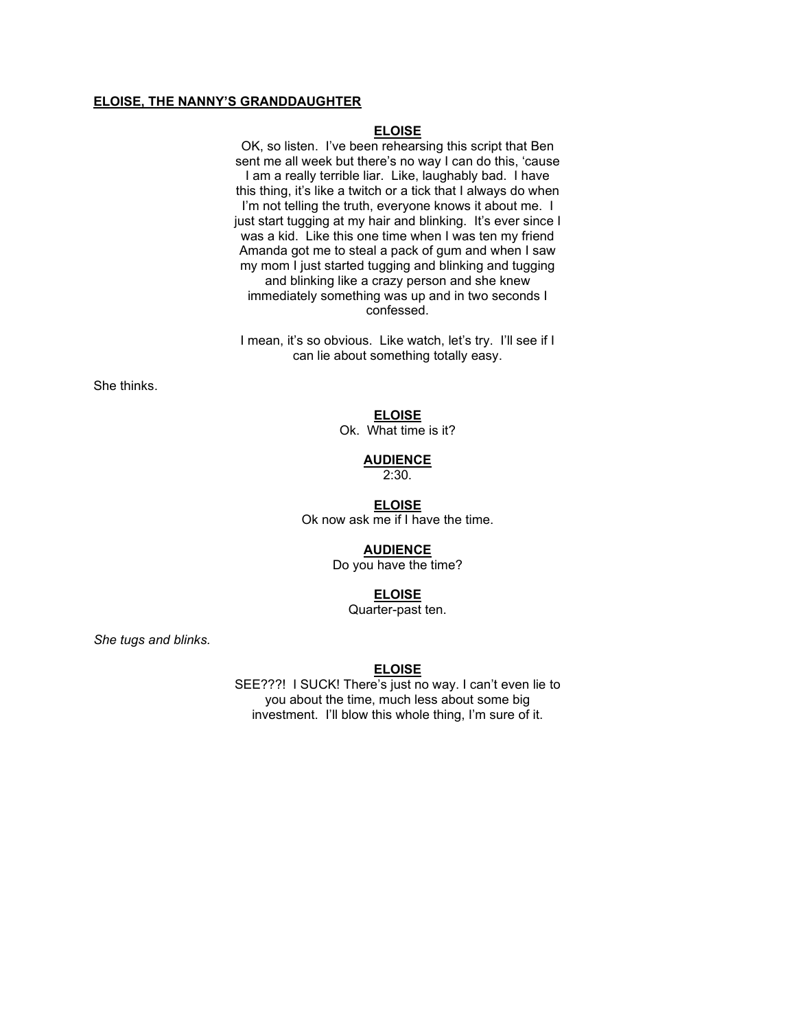**ELOISE, THE NANNY'S GRANDDAUGHTER**

**ELOISE**

OK, so listen. I've been rehearsing this script that Ben sent me all week but there's no way I can do this, 'cause I am a really terrible liar. Like, laughably bad. I have this thing, it's like a twitch or a tick that I always do when I'm not telling the truth, everyone knows it about me. I just start tugging at my hair and blinking. It's ever since I was a kid. Like this one time when I was ten my friend Amanda got me to steal a pack of gum and when I saw my mom I just started tugging and blinking and tugging and blinking like a crazy person and she knew immediately something was up and in two seconds I confessed.

I mean, it's so obvious. Like watch, let's try. I'll see if I can lie about something totally easy.

She thinks.

**ELOISE**

Ok. What time is it?

**AUDIENCE**

2:30.

**ELOISE**

Ok now ask me if I have the time.

**AUDIENCE**

Do you have the time?

**ELOISE**

Quarter-past ten.

*She tugs and blinks.*

**ELOISE**

SEE???! I SUCK! There's just no way. I can't even lie to you about the time, much less about some big investment. I'll blow this whole thing, I'm sure of it.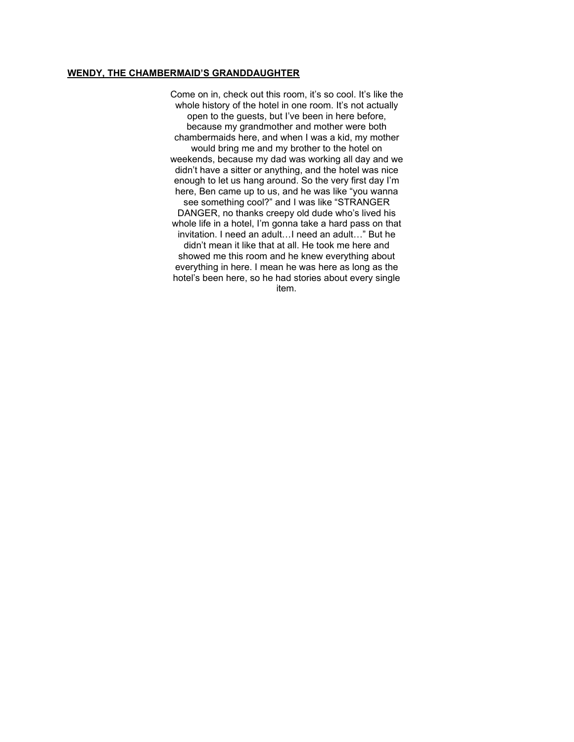**<u>WENDY, THE CHAMBERMAID'S GRANDDAUGHTER</u>**

Come on in, check out this room, it's so cool. It's like the whole history of the hotel in one room. It's not actually open to the guests, but I've been in here before, because my grandmother and mother were both chambermaids here, and when I was a kid, my mother would bring me and my brother to the hotel on weekends, because my dad was working all day and we didn't have a sitter or anything, and the hotel was nice enough to let us hang around. So the very first day I'm here, Ben came up to us, and he was like "you wanna see something cool?" and I was like "STRANGER DANGER, no thanks creepy old dude who's lived his whole life in a hotel, I'm gonna take a hard pass on that invitation. I need an adult…I need an adult…" But he didn't mean it like that at all. He took me here and showed me this room and he knew everything about everything in here. I mean he was here as long as the hotel's been here, so he had stories about every single item.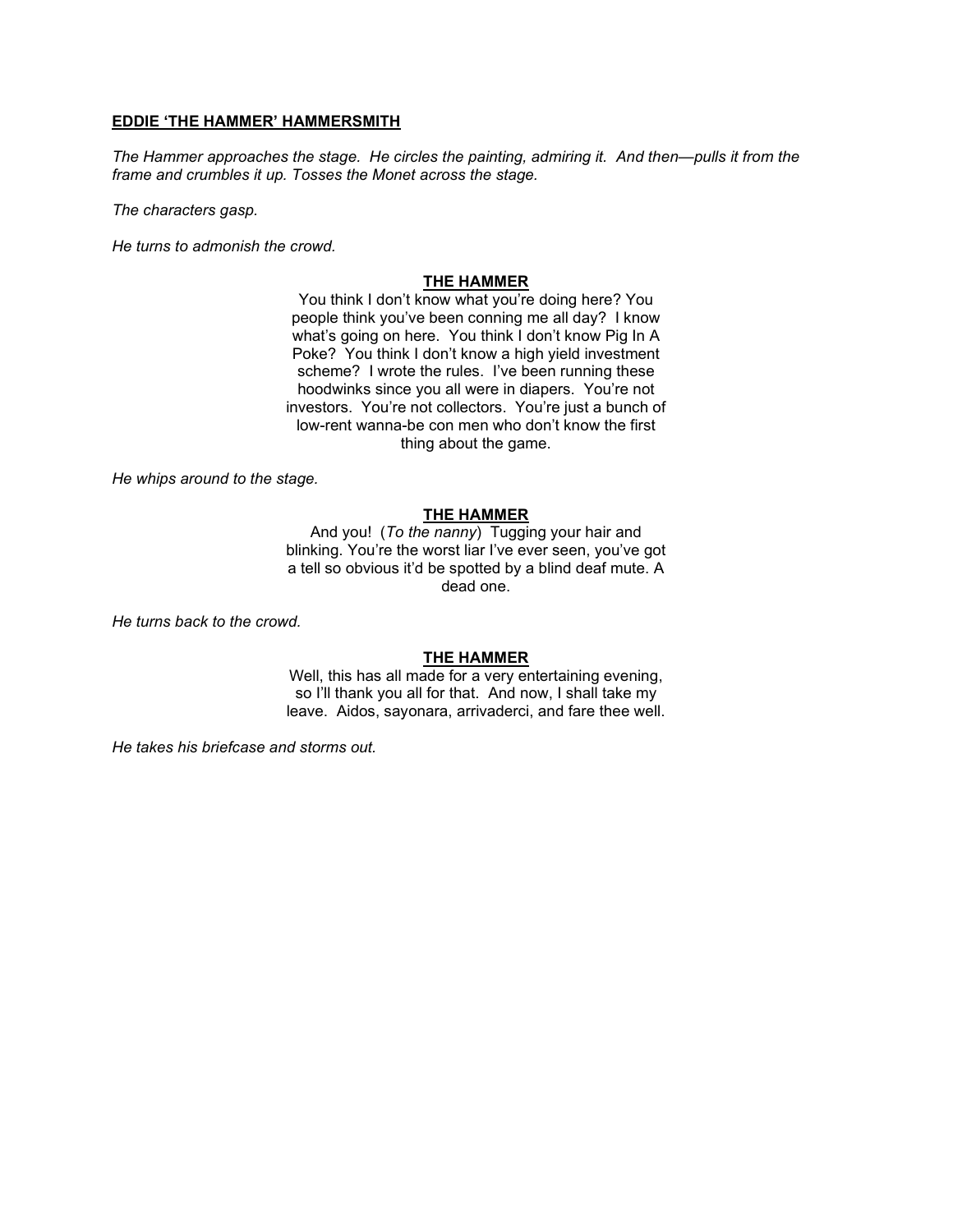**<u>EDDIE 'THE HAMMER' HAMMERSMITH</u>**

*The Hammer approaches the stage. He circles the painting, admiring it. And then—pulls it from the frame and crumbles it up. Tosses the Monet across the stage.*

*The characters gasp.*

*He turns to admonish the crowd.*

**<u>THE HAMMER</u>**

You think I don't know what you're doing here? You people think you've been conning me all day? I know what's going on here. You think I don't know Pig In A Poke? You think I don't know a high yield investment scheme? I wrote the rules. I've been running these hoodwinks since you all were in diapers. You're not investors. You're not collectors. You're just a bunch of low-rent wanna-be con men who don't know the first thing about the game.

*He whips around to the stage.*

**<u>THE HAMMER</u>**

And you! (*To the nanny*) Tugging your hair and blinking. You're the worst liar I've ever seen, you've got a tell so obvious it'd be spotted by a blind deaf mute. A dead one.

*He turns back to the crowd.*

**<u>THE HAMMER</u>**

Well, this has all made for a very entertaining evening, so I'll thank you all for that. And now, I shall take my leave. Aidos, sayonara, arrivaderci, and fare thee well.

*He takes his briefcase and storms out.*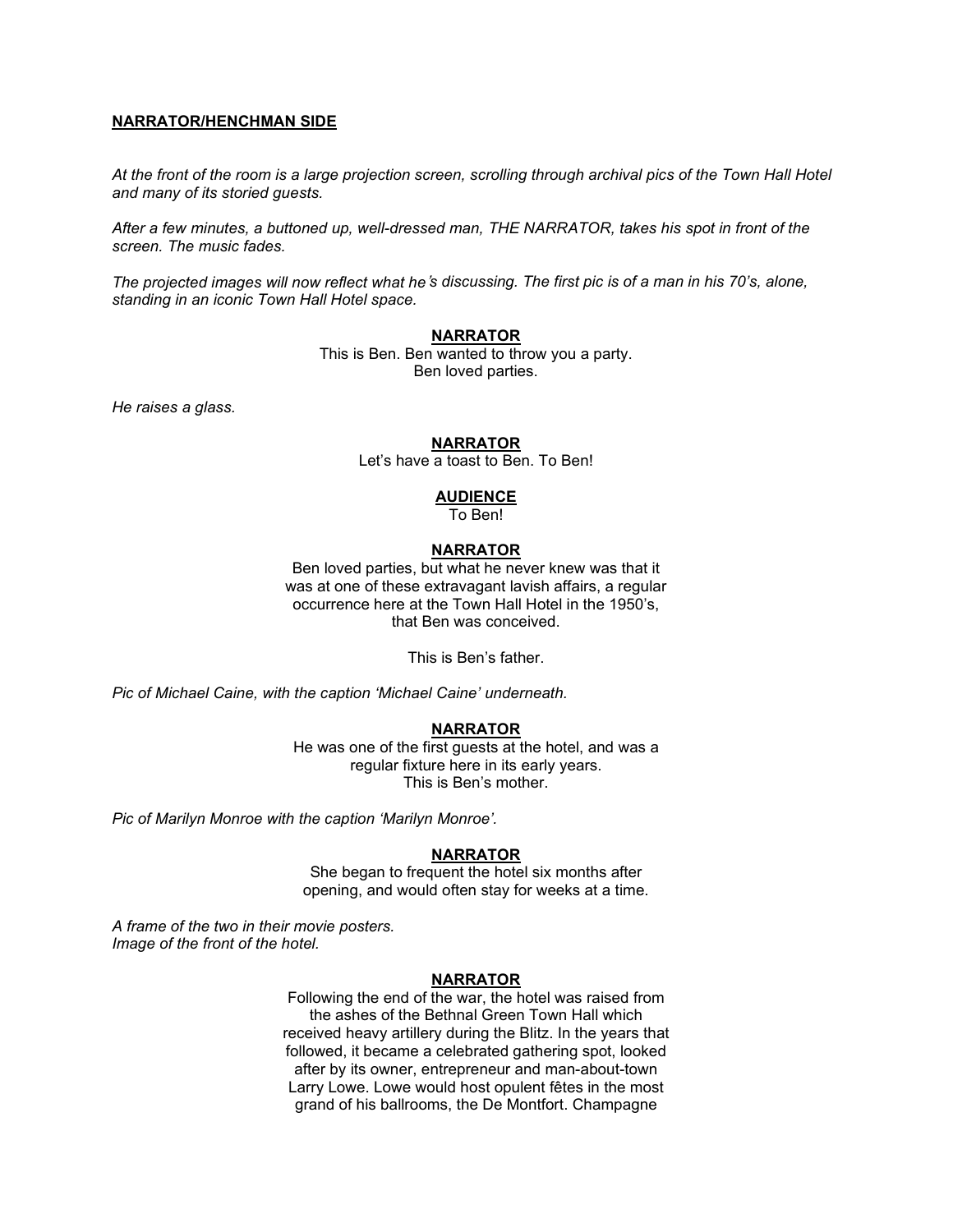**NARRATOR/HENCHMAN SIDE**

*At the front of the room is a large projection screen, scrolling through archival pics of the Town Hall Hotel and many of its storied guests.*

*After a few minutes, a buttoned up, well-dressed man, THE NARRATOR, takes his spot in front of the screen. The music fades.*

*The projected images will now reflect what he's discussing. The first pic is of a man in his 70's, alone, standing in an iconic Town Hall Hotel space.*

**NARRATOR**

This is Ben. Ben wanted to throw you a party.
Ben loved parties.

*He raises a glass.*

**NARRATOR**

Let's have a toast to Ben. To Ben!

**AUDIENCE**

To Ben!

**NARRATOR**

Ben loved parties, but what he never knew was that it was at one of these extravagant lavish affairs, a regular occurrence here at the Town Hall Hotel in the 1950's, that Ben was conceived.

This is Ben's father.

*Pic of Michael Caine, with the caption 'Michael Caine' underneath.*

**NARRATOR**

He was one of the first guests at the hotel, and was a regular fixture here in its early years.
This is Ben's mother.

*Pic of Marilyn Monroe with the caption 'Marilyn Monroe'.*

**NARRATOR**

She began to frequent the hotel six months after opening, and would often stay for weeks at a time.

*A frame of the two in their movie posters.*
*Image of the front of the hotel.*

**NARRATOR**

Following the end of the war, the hotel was raised from the ashes of the Bethnal Green Town Hall which received heavy artillery during the Blitz. In the years that followed, it became a celebrated gathering spot, looked after by its owner, entrepreneur and man-about-town Larry Lowe. Lowe would host opulent fêtes in the most grand of his ballrooms, the De Montfort. Champagne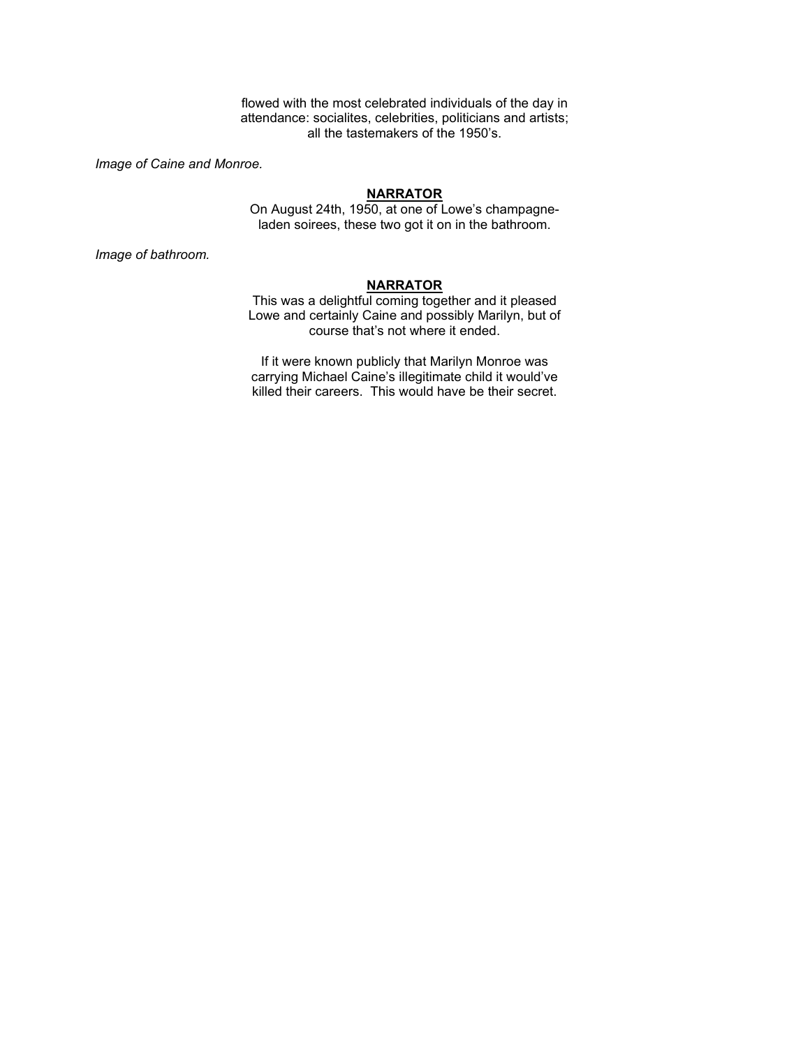flowed with the most celebrated individuals of the day in attendance: socialites, celebrities, politicians and artists; all the tastemakers of the 1950's.

*Image of Caine and Monroe.*

**NARRATOR**

On August 24th, 1950, at one of Lowe's champagne-laden soirees, these two got it on in the bathroom.

*Image of bathroom.*

**NARRATOR**

This was a delightful coming together and it pleased Lowe and certainly Caine and possibly Marilyn, but of course that's not where it ended.

If it were known publicly that Marilyn Monroe was carrying Michael Caine's illegitimate child it would've killed their careers. This would have be their secret.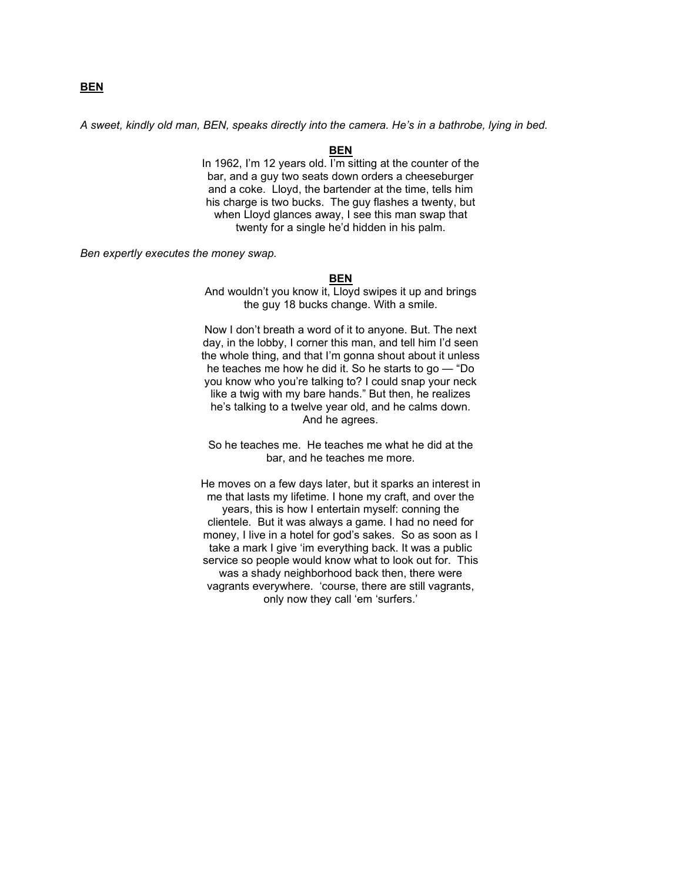**BEN**

*A sweet, kindly old man, BEN, speaks directly into the camera. He's in a bathrobe, lying in bed.*

**BEN**

In 1962, I'm 12 years old. I'm sitting at the counter of the bar, and a guy two seats down orders a cheeseburger and a coke. Lloyd, the bartender at the time, tells him his charge is two bucks. The guy flashes a twenty, but when Lloyd glances away, I see this man swap that twenty for a single he'd hidden in his palm.

*Ben expertly executes the money swap.*

**BEN**

And wouldn't you know it, Lloyd swipes it up and brings the guy 18 bucks change. With a smile.

Now I don't breath a word of it to anyone. But. The next day, in the lobby, I corner this man, and tell him I'd seen the whole thing, and that I'm gonna shout about it unless he teaches me how he did it. So he starts to go — "Do you know who you're talking to? I could snap your neck like a twig with my bare hands." But then, he realizes he's talking to a twelve year old, and he calms down. And he agrees.

So he teaches me. He teaches me what he did at the bar, and he teaches me more.

He moves on a few days later, but it sparks an interest in me that lasts my lifetime. I hone my craft, and over the years, this is how I entertain myself: conning the clientele. But it was always a game. I had no need for money, I live in a hotel for god's sakes. So as soon as I take a mark I give 'im everything back. It was a public service so people would know what to look out for. This was a shady neighborhood back then, there were vagrants everywhere. 'course, there are still vagrants, only now they call 'em 'surfers.'